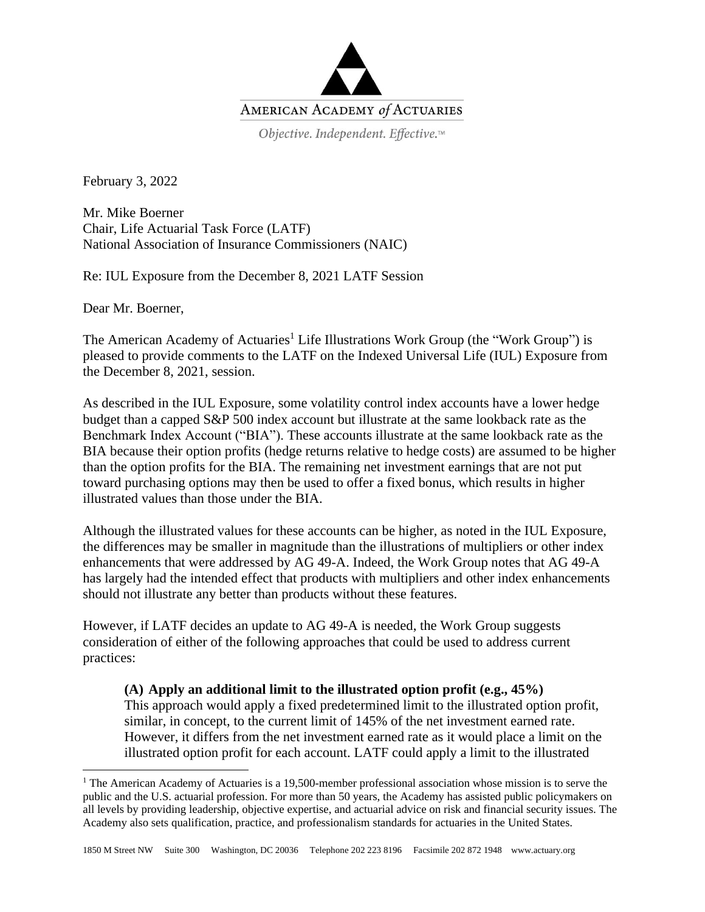AMERICAN ACADEMY *of* ACTUARIES

*Objective. Independent. Effective.™*

February 3, 2022

Mr. Mike Boerner
Chair, Life Actuarial Task Force (LATF)
National Association of Insurance Commissioners (NAIC)

Re: IUL Exposure from the December 8, 2021 LATF Session

Dear Mr. Boerner,

The American Academy of Actuaries[1] Life Illustrations Work Group (the "Work Group") is pleased to provide comments to the LATF on the Indexed Universal Life (IUL) Exposure from the December 8, 2021, session.

As described in the IUL Exposure, some volatility control index accounts have a lower hedge budget than a capped S&P 500 index account but illustrate at the same lookback rate as the Benchmark Index Account ("BIA"). These accounts illustrate at the same lookback rate as the BIA because their option profits (hedge returns relative to hedge costs) are assumed to be higher than the option profits for the BIA. The remaining net investment earnings that are not put toward purchasing options may then be used to offer a fixed bonus, which results in higher illustrated values than those under the BIA.

Although the illustrated values for these accounts can be higher, as noted in the IUL Exposure, the differences may be smaller in magnitude than the illustrations of multipliers or other index enhancements that were addressed by AG 49-A. Indeed, the Work Group notes that AG 49-A has largely had the intended effect that products with multipliers and other index enhancements should not illustrate any better than products without these features.

However, if LATF decides an update to AG 49-A is needed, the Work Group suggests consideration of either of the following approaches that could be used to address current practices:

**(A) Apply an additional limit to the illustrated option profit (e.g., 45%)**
This approach would apply a fixed predetermined limit to the illustrated option profit, similar, in concept, to the current limit of 145% of the net investment earned rate. However, it differs from the net investment earned rate as it would place a limit on the illustrated option profit for each account. LATF could apply a limit to the illustrated

[1] The American Academy of Actuaries is a 19,500-member professional association whose mission is to serve the public and the U.S. actuarial profession. For more than 50 years, the Academy has assisted public policymakers on all levels by providing leadership, objective expertise, and actuarial advice on risk and financial security issues. The Academy also sets qualification, practice, and professionalism standards for actuaries in the United States.

1850 M Street NW Suite 300 Washington, DC 20036 Telephone 202 223 8196 Facsimile 202 872 1948 www.actuary.org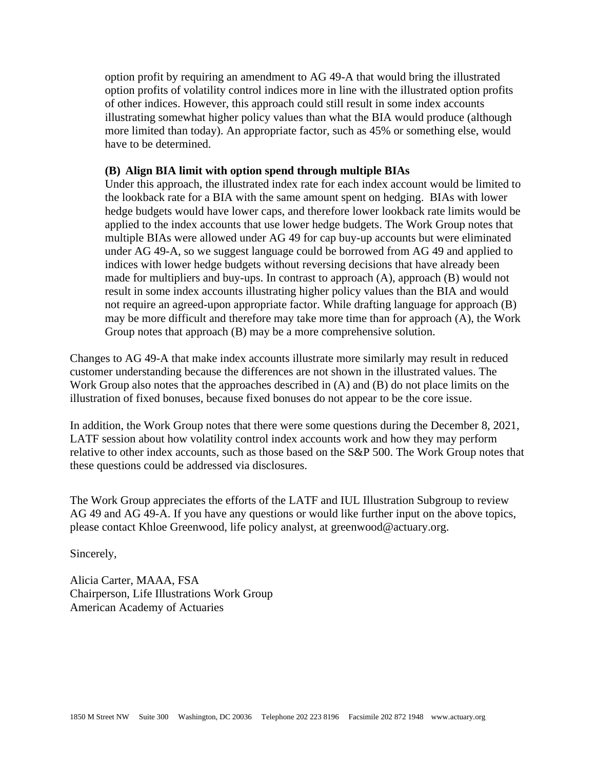option profit by requiring an amendment to AG 49-A that would bring the illustrated option profits of volatility control indices more in line with the illustrated option profits of other indices. However, this approach could still result in some index accounts illustrating somewhat higher policy values than what the BIA would produce (although more limited than today). An appropriate factor, such as 45% or something else, would have to be determined.

**(B) Align BIA limit with option spend through multiple BIAs**
Under this approach, the illustrated index rate for each index account would be limited to the lookback rate for a BIA with the same amount spent on hedging. BIAs with lower hedge budgets would have lower caps, and therefore lower lookback rate limits would be applied to the index accounts that use lower hedge budgets. The Work Group notes that multiple BIAs were allowed under AG 49 for cap buy-up accounts but were eliminated under AG 49-A, so we suggest language could be borrowed from AG 49 and applied to indices with lower hedge budgets without reversing decisions that have already been made for multipliers and buy-ups. In contrast to approach (A), approach (B) would not result in some index accounts illustrating higher policy values than the BIA and would not require an agreed-upon appropriate factor. While drafting language for approach (B) may be more difficult and therefore may take more time than for approach (A), the Work Group notes that approach (B) may be a more comprehensive solution.

Changes to AG 49-A that make index accounts illustrate more similarly may result in reduced customer understanding because the differences are not shown in the illustrated values. The Work Group also notes that the approaches described in (A) and (B) do not place limits on the illustration of fixed bonuses, because fixed bonuses do not appear to be the core issue.

In addition, the Work Group notes that there were some questions during the December 8, 2021, LATF session about how volatility control index accounts work and how they may perform relative to other index accounts, such as those based on the S&P 500. The Work Group notes that these questions could be addressed via disclosures.

The Work Group appreciates the efforts of the LATF and IUL Illustration Subgroup to review AG 49 and AG 49-A. If you have any questions or would like further input on the above topics, please contact Khloe Greenwood, life policy analyst, at greenwood@actuary.org.

Sincerely,

Alicia Carter, MAAA, FSA
Chairperson, Life Illustrations Work Group
American Academy of Actuaries